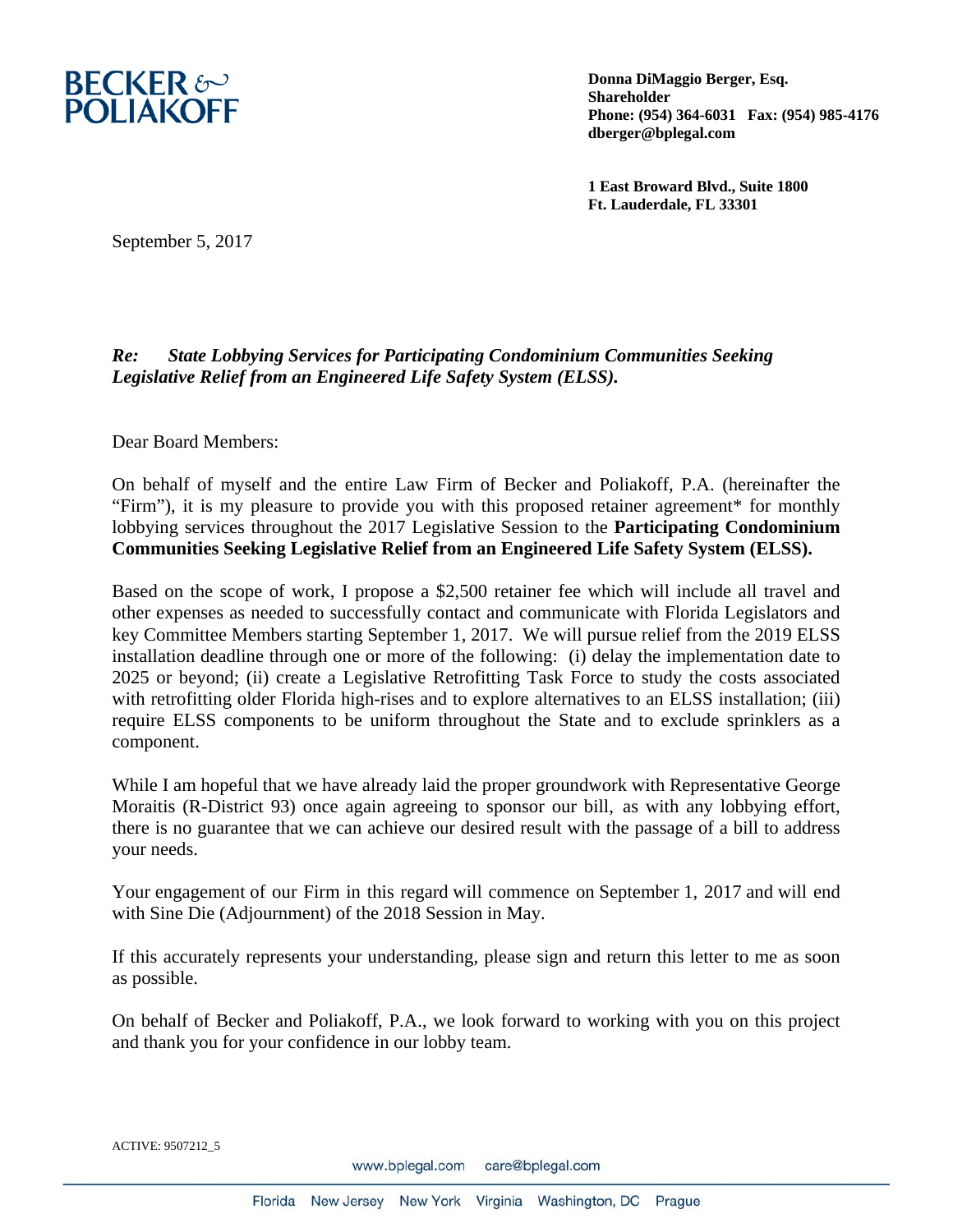**BECKER & POLIAKOFF**

**Donna DiMaggio Berger, Esq.**
**Shareholder**
**Phone: (954) 364-6031 Fax: (954) 985-4176**
**dberger@bplegal.com**

**1 East Broward Blvd., Suite 1800**
**Ft. Lauderdale, FL 33301**

September 5, 2017

***Re: State Lobbying Services for Participating Condominium Communities Seeking Legislative Relief from an Engineered Life Safety System (ELSS).***

Dear Board Members:

On behalf of myself and the entire Law Firm of Becker and Poliakoff, P.A. (hereinafter the "Firm"), it is my pleasure to provide you with this proposed retainer agreement* for monthly lobbying services throughout the 2017 Legislative Session to the **Participating Condominium Communities Seeking Legislative Relief from an Engineered Life Safety System (ELSS).**

Based on the scope of work, I propose a $2,500 retainer fee which will include all travel and other expenses as needed to successfully contact and communicate with Florida Legislators and key Committee Members starting September 1, 2017. We will pursue relief from the 2019 ELSS installation deadline through one or more of the following: (i) delay the implementation date to 2025 or beyond; (ii) create a Legislative Retrofitting Task Force to study the costs associated with retrofitting older Florida high-rises and to explore alternatives to an ELSS installation; (iii) require ELSS components to be uniform throughout the State and to exclude sprinklers as a component.

While I am hopeful that we have already laid the proper groundwork with Representative George Moraitis (R-District 93) once again agreeing to sponsor our bill, as with any lobbying effort, there is no guarantee that we can achieve our desired result with the passage of a bill to address your needs.

Your engagement of our Firm in this regard will commence on September 1, 2017 and will end with Sine Die (Adjournment) of the 2018 Session in May.

If this accurately represents your understanding, please sign and return this letter to me as soon as possible.

On behalf of Becker and Poliakoff, P.A., we look forward to working with you on this project and thank you for your confidence in our lobby team.

ACTIVE: 9507212_5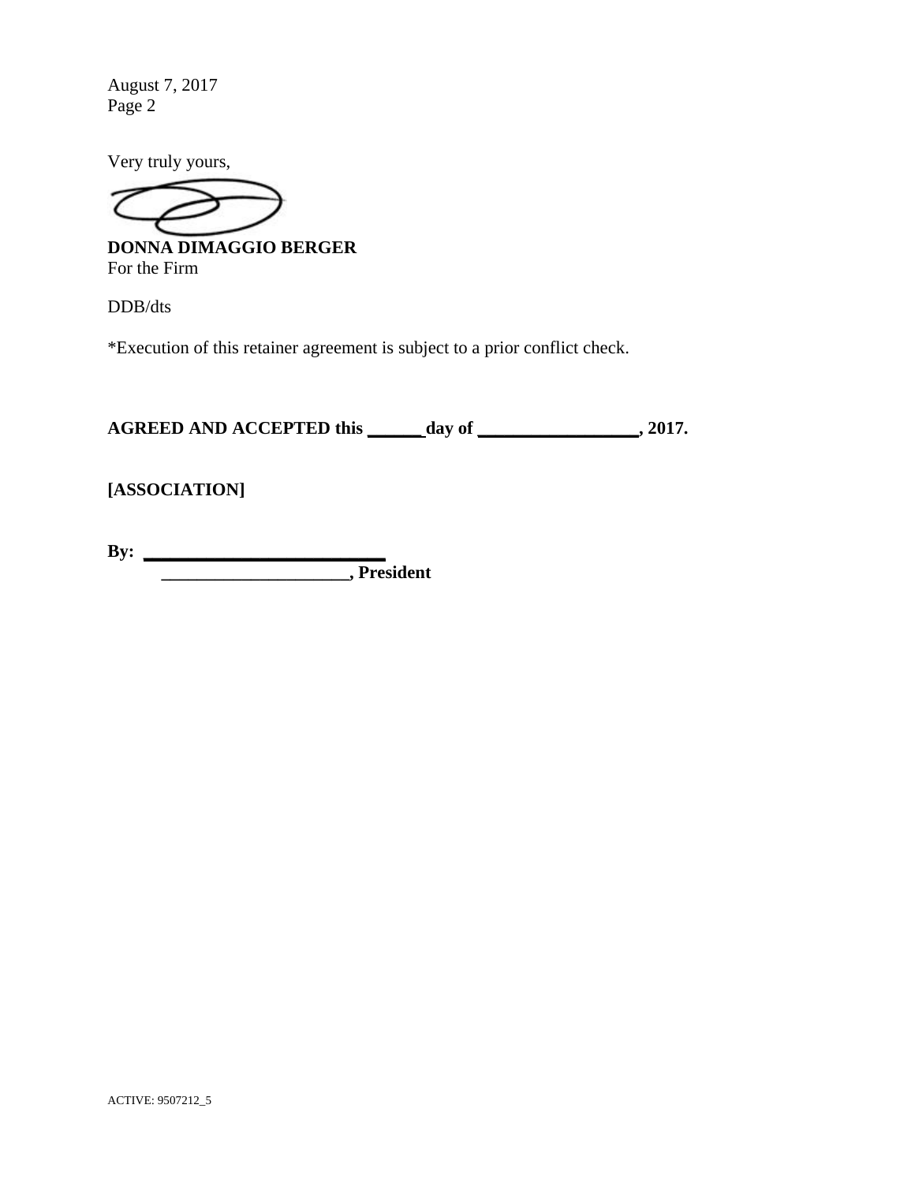August 7, 2017
Page 2

Very truly yours,

**DONNA DIMAGGIO BERGER**
For the Firm

DDB/dts

*Execution of this retainer agreement is subject to a prior conflict check.

**AGREED AND ACCEPTED this ______ day of _________________, 2017.**

**[ASSOCIATION]**

**By: ________________________**
**____________________, President**

ACTIVE: 9507212_5